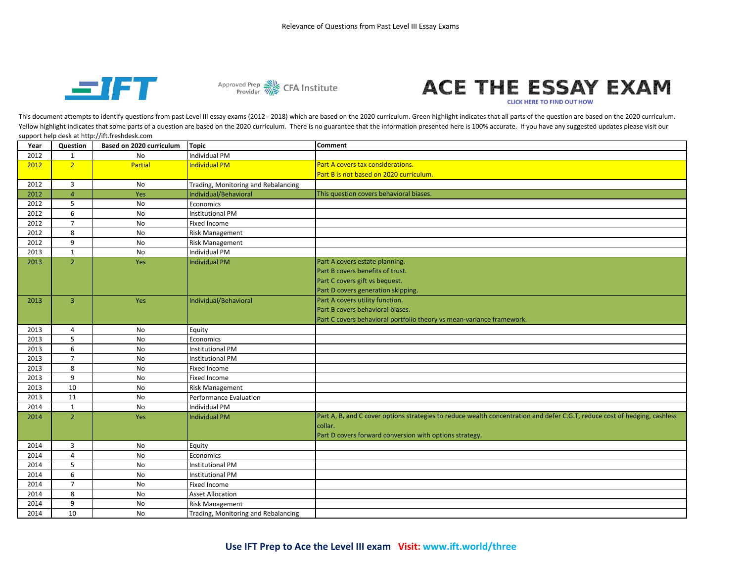# Relevance of Questions from Past Level III Essay Exams

IFT | Approved Prep Provider CFA Institute | ACE THE ESSAY EXAM

CLICK HERE TO FIND OUT HOW

This document attempts to identify questions from past Level III essay exams (2012 - 2018) which are based on the 2020 curriculum. Green highlight indicates that all parts of the question are based on the 2020 curriculum. Yellow highlight indicates that some parts of a question are based on the 2020 curriculum. There is no guarantee that the information presented here is 100% accurate. If you have any suggested updates please visit our support help desk at http://ift.freshdesk.com

| Year | Question | Based on 2020 curriculum | Topic | Comment |
|---|---|---|---|---|
| 2012 | 1 | No | Individual PM | |
| 2012 | 2 | Partial | Individual PM | Part A covers tax considerations.<br>Part B is not based on 2020 curriculum. |
| 2012 | 3 | No | Trading, Monitoring and Rebalancing | |
| 2012 | 4 | Yes | Individual/Behavioral | This question covers behavioral biases. |
| 2012 | 5 | No | Economics | |
| 2012 | 6 | No | Institutional PM | |
| 2012 | 7 | No | Fixed Income | |
| 2012 | 8 | No | Risk Management | |
| 2012 | 9 | No | Risk Management | |
| 2013 | 1 | No | Individual PM | |
| 2013 | 2 | Yes | Individual PM | Part A covers estate planning.<br>Part B covers benefits of trust.<br>Part C covers gift vs bequest.<br>Part D covers generation skipping. |
| 2013 | 3 | Yes | Individual/Behavioral | Part A covers utility function.<br>Part B covers behavioral biases.<br>Part C covers behavioral portfolio theory vs mean-variance framework. |
| 2013 | 4 | No | Equity | |
| 2013 | 5 | No | Economics | |
| 2013 | 6 | No | Institutional PM | |
| 2013 | 7 | No | Institutional PM | |
| 2013 | 8 | No | Fixed Income | |
| 2013 | 9 | No | Fixed Income | |
| 2013 | 10 | No | Risk Management | |
| 2013 | 11 | No | Performance Evaluation | |
| 2014 | 1 | No | Individual PM | |
| 2014 | 2 | Yes | Individual PM | Part A, B, and C cover options strategies to reduce wealth concentration and defer C.G.T, reduce cost of hedging, cashless collar.<br>Part D covers forward conversion with options strategy. |
| 2014 | 3 | No | Equity | |
| 2014 | 4 | No | Economics | |
| 2014 | 5 | No | Institutional PM | |
| 2014 | 6 | No | Institutional PM | |
| 2014 | 7 | No | Fixed Income | |
| 2014 | 8 | No | Asset Allocation | |
| 2014 | 9 | No | Risk Management | |
| 2014 | 10 | No | Trading, Monitoring and Rebalancing | |

**Use IFT Prep to Ace the Level III exam Visit: www.ift.world/three**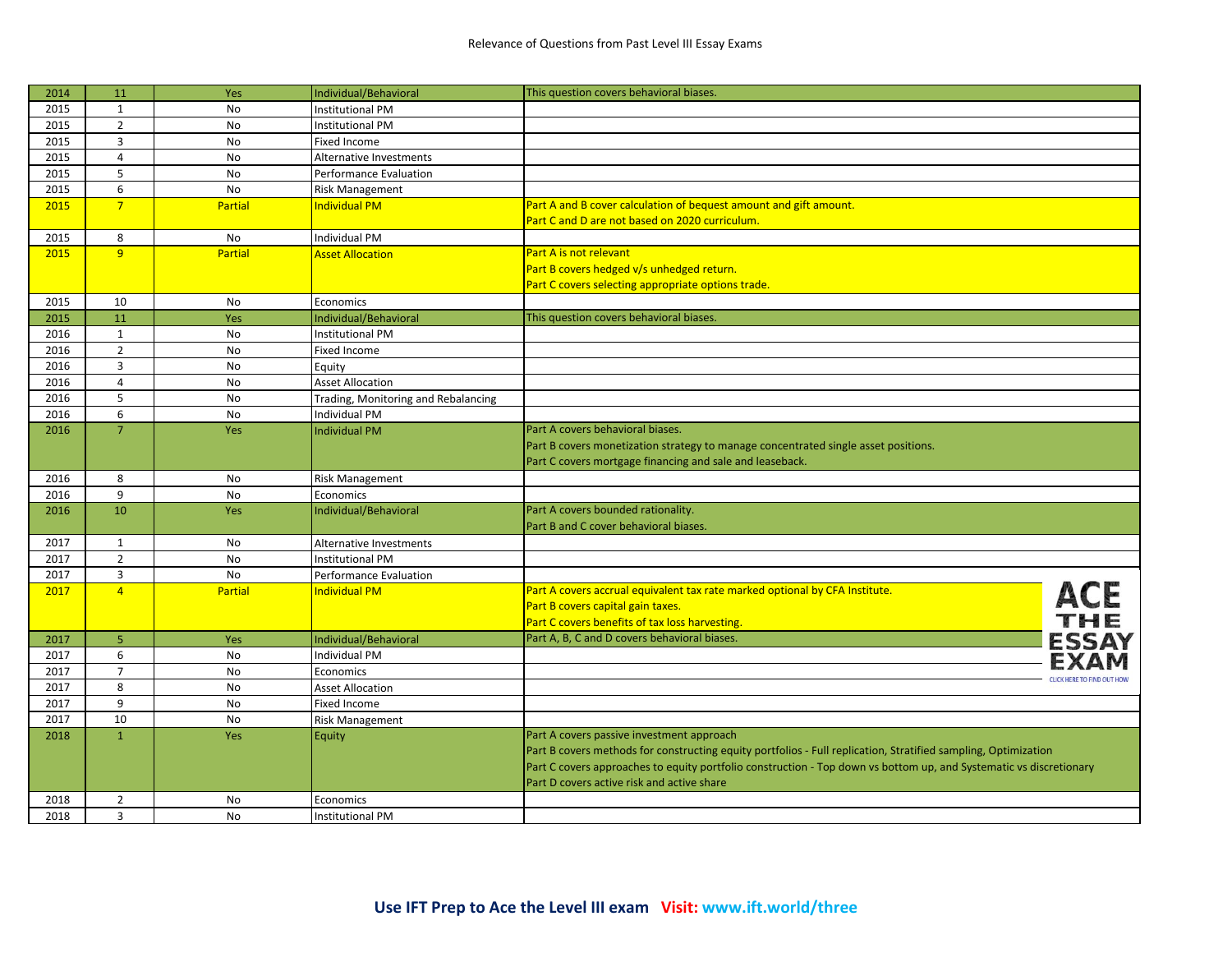Relevance of Questions from Past Level III Essay Exams

| | | | | |
|---|---|---|---|---|
| 2014 | 11 | Yes | Individual/Behavioral | This question covers behavioral biases. |
| 2015 | 1 | No | Institutional PM | |
| 2015 | 2 | No | Institutional PM | |
| 2015 | 3 | No | Fixed Income | |
| 2015 | 4 | No | Alternative Investments | |
| 2015 | 5 | No | Performance Evaluation | |
| 2015 | 6 | No | Risk Management | |
| 2015 | 7 | Partial | Individual PM | Part A and B cover calculation of bequest amount and gift amount.<br>Part C and D are not based on 2020 curriculum. |
| 2015 | 8 | No | Individual PM | |
| 2015 | 9 | Partial | Asset Allocation | Part A is not relevant<br>Part B covers hedged v/s unhedged return.<br>Part C covers selecting appropriate options trade. |
| 2015 | 10 | No | Economics | |
| 2015 | 11 | Yes | Individual/Behavioral | This question covers behavioral biases. |
| 2016 | 1 | No | Institutional PM | |
| 2016 | 2 | No | Fixed Income | |
| 2016 | 3 | No | Equity | |
| 2016 | 4 | No | Asset Allocation | |
| 2016 | 5 | No | Trading, Monitoring and Rebalancing | |
| 2016 | 6 | No | Individual PM | |
| 2016 | 7 | Yes | Individual PM | Part A covers behavioral biases.<br>Part B covers monetization strategy to manage concentrated single asset positions.<br>Part C covers mortgage financing and sale and leaseback. |
| 2016 | 8 | No | Risk Management | |
| 2016 | 9 | No | Economics | |
| 2016 | 10 | Yes | Individual/Behavioral | Part A covers bounded rationality.<br>Part B and C cover behavioral biases. |
| 2017 | 1 | No | Alternative Investments | |
| 2017 | 2 | No | Institutional PM | |
| 2017 | 3 | No | Performance Evaluation | |
| 2017 | 4 | Partial | Individual PM | Part A covers accrual equivalent tax rate marked optional by CFA Institute.<br>Part B covers capital gain taxes.<br>Part C covers benefits of tax loss harvesting. |
| 2017 | 5 | Yes | Individual/Behavioral | Part A, B, C and D covers behavioral biases. |
| 2017 | 6 | No | Individual PM | |
| 2017 | 7 | No | Economics | |
| 2017 | 8 | No | Asset Allocation | |
| 2017 | 9 | No | Fixed Income | |
| 2017 | 10 | No | Risk Management | |
| 2018 | 1 | Yes | Equity | Part A covers passive investment approach<br>Part B covers methods for constructing equity portfolios - Full replication, Stratified sampling, Optimization<br>Part C covers approaches to equity portfolio construction - Top down vs bottom up, and Systematic vs discretionary<br>Part D covers active risk and active share |
| 2018 | 2 | No | Economics | |
| 2018 | 3 | No | Institutional PM | |

ACE THE ESSAY EXAM
CLICK HERE TO FIND OUT HOW

**Use IFT Prep to Ace the Level III exam   Visit: www.ift.world/three**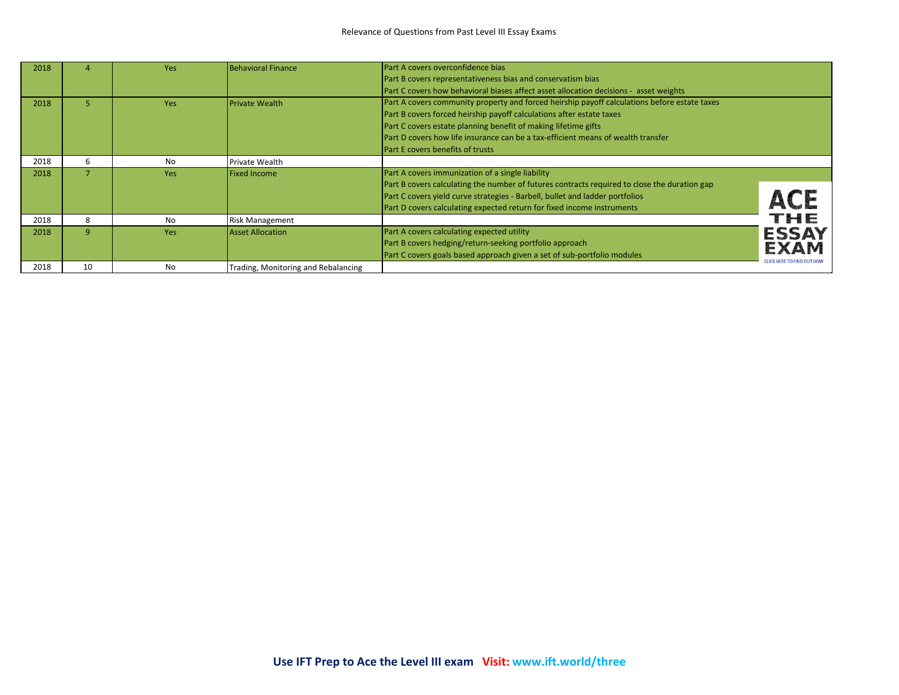| | | | | |
|---|---|---|---|---|
| 2018 | 4 | Yes | Behavioral Finance | Part A covers overconfidence bias<br>Part B covers representativeness bias and conservatism bias<br>Part C covers how behavioral biases affect asset allocation decisions - asset weights |
| 2018 | 5 | Yes | Private Wealth | Part A covers community property and forced heirship payoff calculations before estate taxes<br>Part B covers forced heirship payoff calculations after estate taxes<br>Part C covers estate planning benefit of making lifetime gifts<br>Part D covers how life insurance can be a tax-efficient means of wealth transfer<br>Part E covers benefits of trusts |
| 2018 | 6 | No | Private Wealth | |
| 2018 | 7 | Yes | Fixed Income | Part A covers immunization of a single liability<br>Part B covers calculating the number of futures contracts required to close the duration gap<br>Part C covers yield curve strategies - Barbell, bullet and ladder portfolios<br>Part D covers calculating expected return for fixed income instruments |
| 2018 | 8 | No | Risk Management | |
| 2018 | 9 | Yes | Asset Allocation | Part A covers calculating expected utility<br>Part B covers hedging/return-seeking portfolio approach<br>Part C covers goals based approach given a set of sub-portfolio modules |
| 2018 | 10 | No | Trading, Monitoring and Rebalancing | |

ACE THE ESSAY EXAM
CLICK HERE TO FIND OUT HOW

**Use IFT Prep to Ace the Level III exam** **Visit: www.ift.world/three**